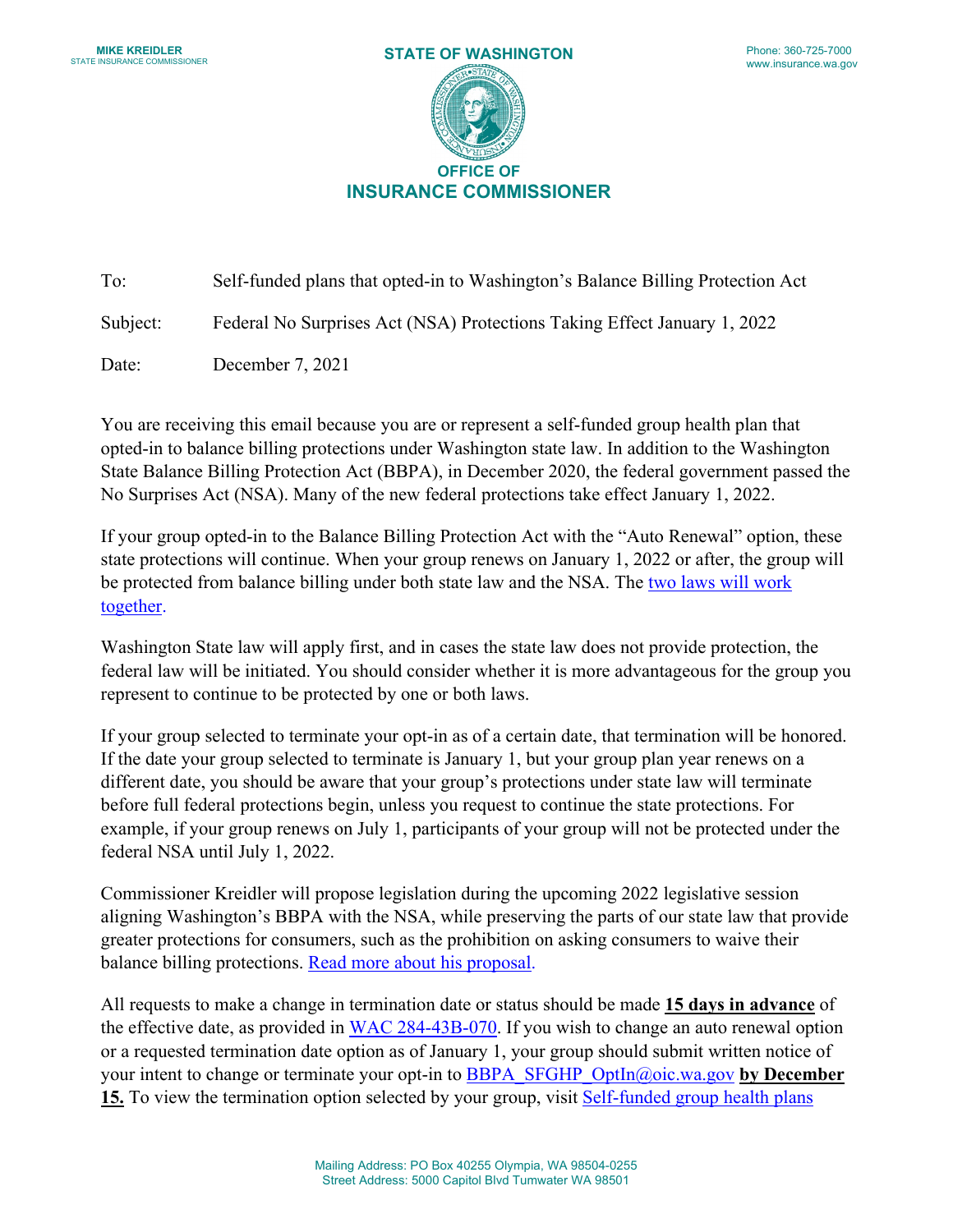MIKE KREIDLER
STATE INSURANCE COMMISSIONER

STATE OF WASHINGTON

Phone: 360-725-7000
www.insurance.wa.gov

**OFFICE OF**
**INSURANCE COMMISSIONER**

To: Self-funded plans that opted-in to Washington's Balance Billing Protection Act

Subject: Federal No Surprises Act (NSA) Protections Taking Effect January 1, 2022

Date: December 7, 2021

You are receiving this email because you are or represent a self-funded group health plan that opted-in to balance billing protections under Washington state law. In addition to the Washington State Balance Billing Protection Act (BBPA), in December 2020, the federal government passed the No Surprises Act (NSA). Many of the new federal protections take effect January 1, 2022.

If your group opted-in to the Balance Billing Protection Act with the "Auto Renewal" option, these state protections will continue. When your group renews on January 1, 2022 or after, the group will be protected from balance billing under both state law and the NSA. The two laws will work together.

Washington State law will apply first, and in cases the state law does not provide protection, the federal law will be initiated. You should consider whether it is more advantageous for the group you represent to continue to be protected by one or both laws.

If your group selected to terminate your opt-in as of a certain date, that termination will be honored. If the date your group selected to terminate is January 1, but your group plan year renews on a different date, you should be aware that your group's protections under state law will terminate before full federal protections begin, unless you request to continue the state protections. For example, if your group renews on July 1, participants of your group will not be protected under the federal NSA until July 1, 2022.

Commissioner Kreidler will propose legislation during the upcoming 2022 legislative session aligning Washington's BBPA with the NSA, while preserving the parts of our state law that provide greater protections for consumers, such as the prohibition on asking consumers to waive their balance billing protections. Read more about his proposal.

All requests to make a change in termination date or status should be made **15 days in advance** of the effective date, as provided in WAC 284-43B-070. If you wish to change an auto renewal option or a requested termination date option as of January 1, your group should submit written notice of your intent to change or terminate your opt-in to BBPA_SFGHP_OptIn@oic.wa.gov **by December 15.** To view the termination option selected by your group, visit Self-funded group health plans

Mailing Address: PO Box 40255 Olympia, WA 98504-0255
Street Address: 5000 Capitol Blvd Tumwater WA 98501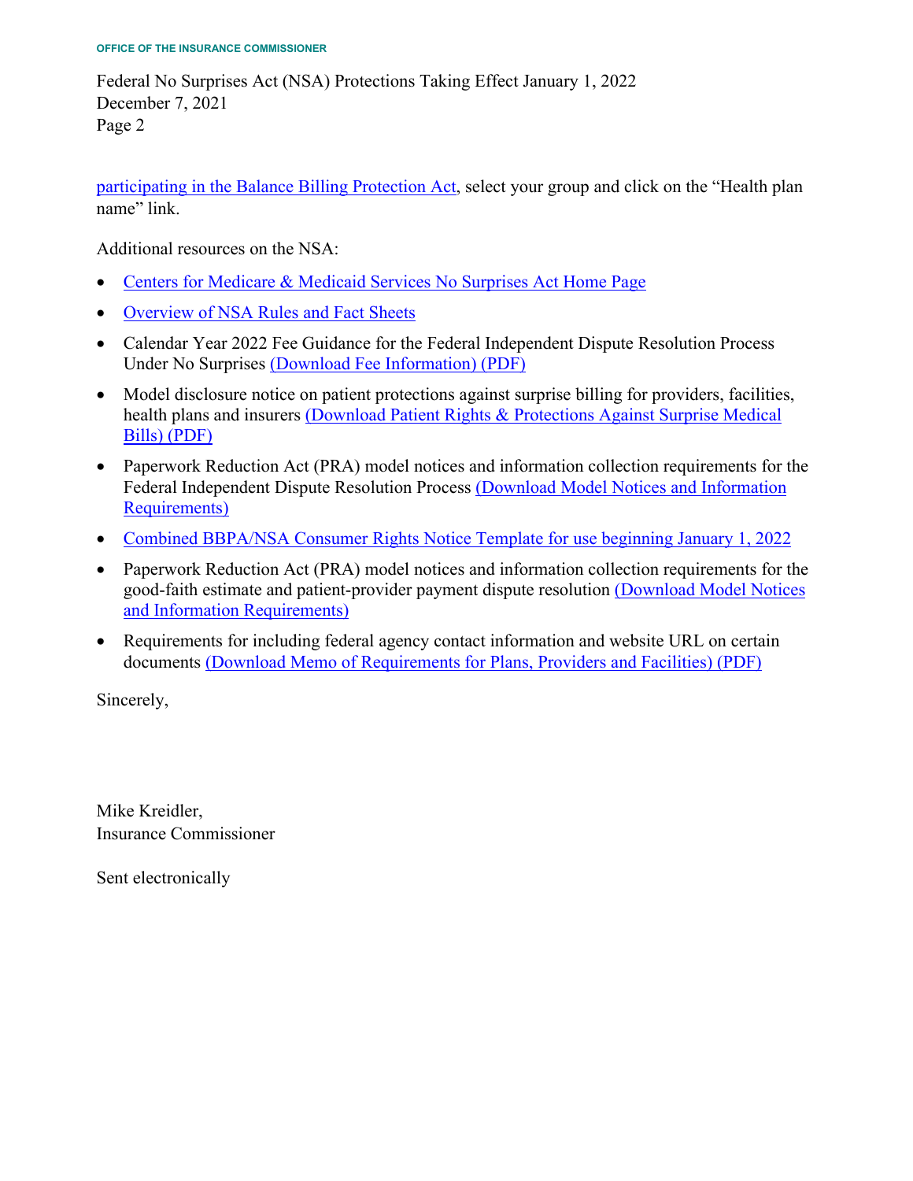participating in the Balance Billing Protection Act, select your group and click on the "Health plan name" link.

Additional resources on the NSA:

- Centers for Medicare & Medicaid Services No Surprises Act Home Page
- Overview of NSA Rules and Fact Sheets
- Calendar Year 2022 Fee Guidance for the Federal Independent Dispute Resolution Process Under No Surprises (Download Fee Information) (PDF)
- Model disclosure notice on patient protections against surprise billing for providers, facilities, health plans and insurers (Download Patient Rights & Protections Against Surprise Medical Bills) (PDF)
- Paperwork Reduction Act (PRA) model notices and information collection requirements for the Federal Independent Dispute Resolution Process (Download Model Notices and Information Requirements)
- Combined BBPA/NSA Consumer Rights Notice Template for use beginning January 1, 2022
- Paperwork Reduction Act (PRA) model notices and information collection requirements for the good-faith estimate and patient-provider payment dispute resolution (Download Model Notices and Information Requirements)
- Requirements for including federal agency contact information and website URL on certain documents (Download Memo of Requirements for Plans, Providers and Facilities) (PDF)

Sincerely,

Mike Kreidler,
Insurance Commissioner

Sent electronically